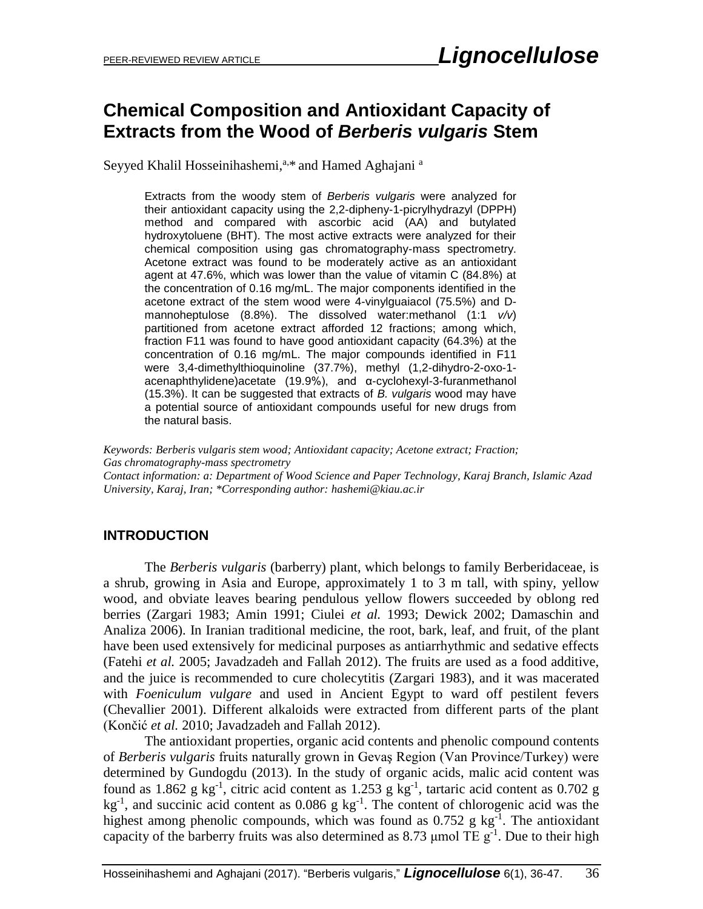PEER-REVIEWED REVIEW ARTICLE

# Chemical Composition and Antioxidant Capacity of Extracts from the Wood of *Berberis vulgaris* Stem

Seyyed Khalil Hosseinihashemi,[a,*] and Hamed Aghajani [a]

Extracts from the woody stem of *Berberis vulgaris* were analyzed for their antioxidant capacity using the 2,2-dipheny-1-picrylhydrazyl (DPPH) method and compared with ascorbic acid (AA) and butylated hydroxytoluene (BHT). The most active extracts were analyzed for their chemical composition using gas chromatography-mass spectrometry. Acetone extract was found to be moderately active as an antioxidant agent at 47.6%, which was lower than the value of vitamin C (84.8%) at the concentration of 0.16 mg/mL. The major components identified in the acetone extract of the stem wood were 4-vinylguaiacol (75.5%) and D-mannoheptulose (8.8%). The dissolved water:methanol (1:1 *v/v*) partitioned from acetone extract afforded 12 fractions; among which, fraction F11 was found to have good antioxidant capacity (64.3%) at the concentration of 0.16 mg/mL. The major compounds identified in F11 were 3,4-dimethylthioquinoline (37.7%), methyl (1,2-dihydro-2-oxo-1-acenaphthylidene)acetate (19.9%), and α-cyclohexyl-3-furanmethanol (15.3%). It can be suggested that extracts of *B. vulgaris* wood may have a potential source of antioxidant compounds useful for new drugs from the natural basis.

*Keywords: Berberis vulgaris stem wood; Antioxidant capacity; Acetone extract; Fraction; Gas chromatography-mass spectrometry*

*Contact information: a: Department of Wood Science and Paper Technology, Karaj Branch, Islamic Azad University, Karaj, Iran; \*Corresponding author: hashemi@kiau.ac.ir*

## INTRODUCTION

The *Berberis vulgaris* (barberry) plant, which belongs to family Berberidaceae, is a shrub, growing in Asia and Europe, approximately 1 to 3 m tall, with spiny, yellow wood, and obviate leaves bearing pendulous yellow flowers succeeded by oblong red berries (Zargari 1983; Amin 1991; Ciulei *et al.* 1993; Dewick 2002; Damaschin and Analiza 2006). In Iranian traditional medicine, the root, bark, leaf, and fruit, of the plant have been used extensively for medicinal purposes as antiarrhythmic and sedative effects (Fatehi *et al.* 2005; Javadzadeh and Fallah 2012). The fruits are used as a food additive, and the juice is recommended to cure cholecytitis (Zargari 1983), and it was macerated with *Foeniculum vulgare* and used in Ancient Egypt to ward off pestilent fevers (Chevallier 2001). Different alkaloids were extracted from different parts of the plant (Končić *et al.* 2010; Javadzadeh and Fallah 2012).

The antioxidant properties, organic acid contents and phenolic compound contents of *Berberis vulgaris* fruits naturally grown in Gevaş Region (Van Province/Turkey) were determined by Gundogdu (2013). In the study of organic acids, malic acid content was found as 1.862 g $kg^{-1}$, citric acid content as 1.253 g $kg^{-1}$, tartaric acid content as 0.702 g $kg^{-1}$, and succinic acid content as 0.086 g $kg^{-1}$. The content of chlorogenic acid was the highest among phenolic compounds, which was found as 0.752 g $kg^{-1}$. The antioxidant capacity of the barberry fruits was also determined as 8.73 μmol TE $g^{-1}$. Due to their high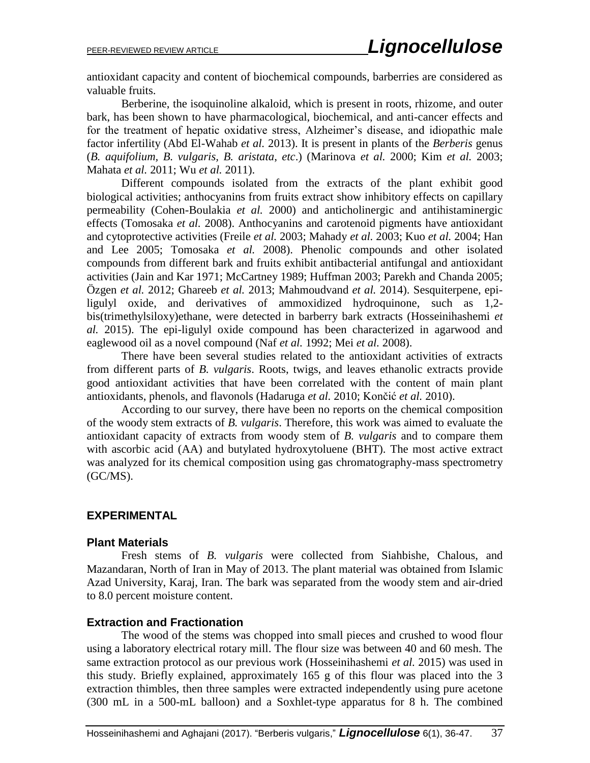antioxidant capacity and content of biochemical compounds, barberries are considered as valuable fruits.

Berberine, the isoquinoline alkaloid, which is present in roots, rhizome, and outer bark, has been shown to have pharmacological, biochemical, and anti-cancer effects and for the treatment of hepatic oxidative stress, Alzheimer's disease, and idiopathic male factor infertility (Abd El-Wahab *et al.* 2013). It is present in plants of the *Berberis* genus (*B. aquifolium, B. vulgaris, B. aristata*, *etc*.) (Marinova *et al.* 2000; Kim *et al.* 2003; Mahata *et al.* 2011; Wu *et al.* 2011).

Different compounds isolated from the extracts of the plant exhibit good biological activities; anthocyanins from fruits extract show inhibitory effects on capillary permeability (Cohen-Boulakia *et al.* 2000) and anticholinergic and antihistaminergic effects (Tomosaka *et al.* 2008). Anthocyanins and carotenoid pigments have antioxidant and cytoprotective activities (Freile *et al.* 2003; Mahady *et al.* 2003; Kuo *et al.* 2004; Han and Lee 2005; Tomosaka *et al.* 2008). Phenolic compounds and other isolated compounds from different bark and fruits exhibit antibacterial antifungal and antioxidant activities (Jain and Kar 1971; McCartney 1989; Huffman 2003; Parekh and Chanda 2005; Özgen *et al.* 2012; Ghareeb *et al.* 2013; Mahmoudvand *et al.* 2014). Sesquiterpene, epi-ligulyl oxide, and derivatives of ammoxidized hydroquinone, such as 1,2-bis(trimethylsiloxy)ethane, were detected in barberry bark extracts (Hosseinihashemi *et al.* 2015). The epi-ligulyl oxide compound has been characterized in agarwood and eaglewood oil as a novel compound (Naf *et al.* 1992; Mei *et al.* 2008).

There have been several studies related to the antioxidant activities of extracts from different parts of *B. vulgaris*. Roots, twigs, and leaves ethanolic extracts provide good antioxidant activities that have been correlated with the content of main plant antioxidants, phenols, and flavonols (Hadaruga *et al.* 2010; Končić *et al.* 2010).

According to our survey, there have been no reports on the chemical composition of the woody stem extracts of *B. vulgaris*. Therefore, this work was aimed to evaluate the antioxidant capacity of extracts from woody stem of *B. vulgaris* and to compare them with ascorbic acid (AA) and butylated hydroxytoluene (BHT). The most active extract was analyzed for its chemical composition using gas chromatography-mass spectrometry (GC/MS).

## EXPERIMENTAL

### Plant Materials

Fresh stems of *B. vulgaris* were collected from Siahbishe, Chalous, and Mazandaran, North of Iran in May of 2013. The plant material was obtained from Islamic Azad University, Karaj, Iran. The bark was separated from the woody stem and air-dried to 8.0 percent moisture content.

### Extraction and Fractionation

The wood of the stems was chopped into small pieces and crushed to wood flour using a laboratory electrical rotary mill. The flour size was between 40 and 60 mesh. The same extraction protocol as our previous work (Hosseinihashemi *et al.* 2015) was used in this study. Briefly explained, approximately 165 g of this flour was placed into the 3 extraction thimbles, then three samples were extracted independently using pure acetone (300 mL in a 500-mL balloon) and a Soxhlet-type apparatus for 8 h. The combined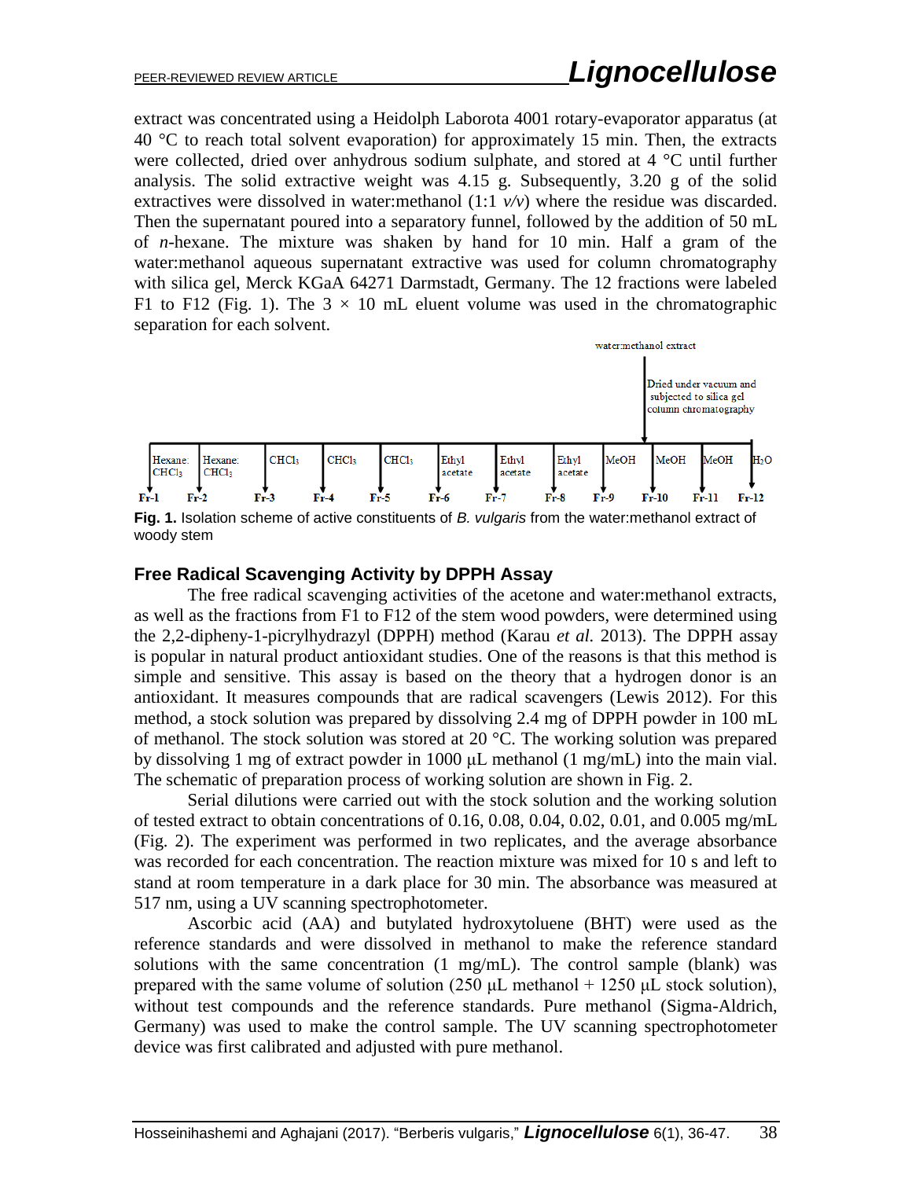extract was concentrated using a Heidolph Laborota 4001 rotary-evaporator apparatus (at 40 °C to reach total solvent evaporation) for approximately 15 min. Then, the extracts were collected, dried over anhydrous sodium sulphate, and stored at 4 °C until further analysis. The solid extractive weight was 4.15 g. Subsequently, 3.20 g of the solid extractives were dissolved in water:methanol (1:1 *v/v*) where the residue was discarded. Then the supernatant poured into a separatory funnel, followed by the addition of 50 mL of *n*-hexane. The mixture was shaken by hand for 10 min. Half a gram of the water:methanol aqueous supernatant extractive was used for column chromatography with silica gel, Merck KGaA 64271 Darmstadt, Germany. The 12 fractions were labeled F1 to F12 (Fig. 1). The 3 × 10 mL eluent volume was used in the chromatographic separation for each solvent.

water:methanol extract

Dried under vacuum and subjected to silica gel column chromatography

| Hexane: $CHCl_3$ | Hexane: $CHCl_3$ | $CHCl_3$ | $CHCl_3$ | $CHCl_3$ | Ethyl acetate | Ethyl acetate | Ethyl acetate | MeOH | MeOH | MeOH | $H_2O$ |
|---|---|---|---|---|---|---|---|---|---|---|---|
| Fr-1 | Fr-2 | Fr-3 | Fr-4 | Fr-5 | Fr-6 | Fr-7 | Fr-8 | Fr-9 | Fr-10 | Fr-11 | Fr-12 |

**Fig. 1.** Isolation scheme of active constituents of *B. vulgaris* from the water:methanol extract of woody stem

### Free Radical Scavenging Activity by DPPH Assay

The free radical scavenging activities of the acetone and water:methanol extracts, as well as the fractions from F1 to F12 of the stem wood powders, were determined using the 2,2-dipheny-1-picrylhydrazyl (DPPH) method (Karau *et al.* 2013). The DPPH assay is popular in natural product antioxidant studies. One of the reasons is that this method is simple and sensitive. This assay is based on the theory that a hydrogen donor is an antioxidant. It measures compounds that are radical scavengers (Lewis 2012). For this method, a stock solution was prepared by dissolving 2.4 mg of DPPH powder in 100 mL of methanol. The stock solution was stored at 20 °C. The working solution was prepared by dissolving 1 mg of extract powder in 1000 μL methanol (1 mg/mL) into the main vial. The schematic of preparation process of working solution are shown in Fig. 2.

Serial dilutions were carried out with the stock solution and the working solution of tested extract to obtain concentrations of 0.16, 0.08, 0.04, 0.02, 0.01, and 0.005 mg/mL (Fig. 2). The experiment was performed in two replicates, and the average absorbance was recorded for each concentration. The reaction mixture was mixed for 10 s and left to stand at room temperature in a dark place for 30 min. The absorbance was measured at 517 nm, using a UV scanning spectrophotometer.

Ascorbic acid (AA) and butylated hydroxytoluene (BHT) were used as the reference standards and were dissolved in methanol to make the reference standard solutions with the same concentration (1 mg/mL). The control sample (blank) was prepared with the same volume of solution (250 μL methanol + 1250 μL stock solution), without test compounds and the reference standards. Pure methanol (Sigma-Aldrich, Germany) was used to make the control sample. The UV scanning spectrophotometer device was first calibrated and adjusted with pure methanol.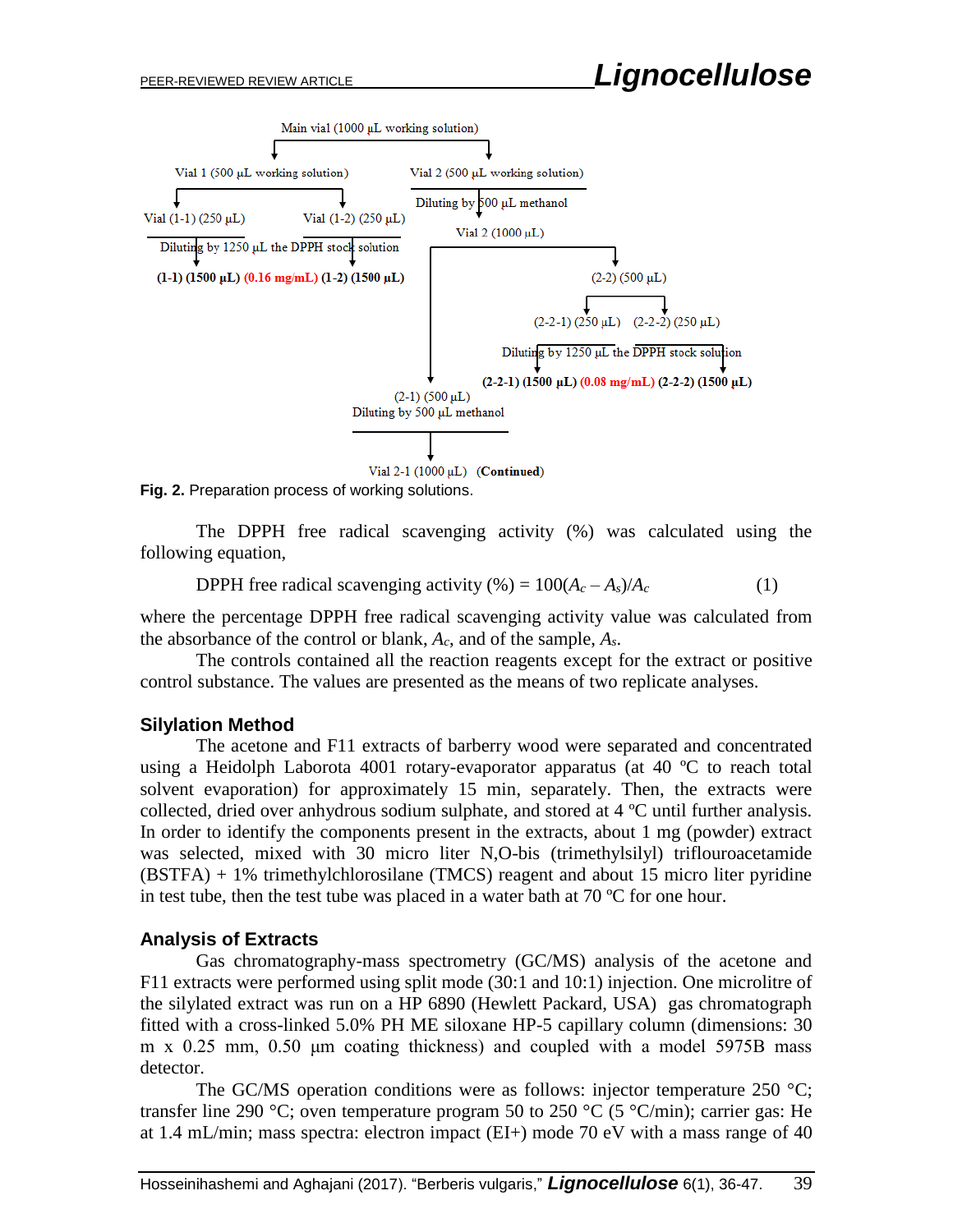Main vial (1000 µL working solution)

Vial 1 (500 µL working solution)

Vial 2 (500 µL working solution)

Vial (1-1) (250 µL) Vial (1-2) (250 µL)

Diluting by 500 µL methanol

Vial 2 (1000 µL)

Diluting by 1250 µL the DPPH stock solution

**(1-1) (1500 µL) (0.16 mg/mL) (1-2) (1500 µL)**

(2-2) (500 µL)

(2-2-1) (250 µL) (2-2-2) (250 µL)

Diluting by 1250 µL the DPPH stock solution

**(2-2-1) (1500 µL) (0.08 mg/mL) (2-2-2) (1500 µL)**

(2-1) (500 µL)
Diluting by 500 µL methanol

Vial 2-1 (1000 µL) (**Continued**)

**Fig. 2.** Preparation process of working solutions.

The DPPH free radical scavenging activity (%) was calculated using the following equation,

$$\text{DPPH free radical scavenging activity (\%)} = 100(A_c - A_s)/A_c \quad (1)$$

where the percentage DPPH free radical scavenging activity value was calculated from the absorbance of the control or blank, $A_c$, and of the sample, $A_s$.

The controls contained all the reaction reagents except for the extract or positive control substance. The values are presented as the means of two replicate analyses.

## Silylation Method

The acetone and F11 extracts of barberry wood were separated and concentrated using a Heidolph Laborota 4001 rotary-evaporator apparatus (at 40 ºC to reach total solvent evaporation) for approximately 15 min, separately. Then, the extracts were collected, dried over anhydrous sodium sulphate, and stored at 4 ºC until further analysis. In order to identify the components present in the extracts, about 1 mg (powder) extract was selected, mixed with 30 micro liter N,O-bis (trimethylsilyl) triflouroacetamide (BSTFA) + 1% trimethylchlorosilane (TMCS) reagent and about 15 micro liter pyridine in test tube, then the test tube was placed in a water bath at 70 ºC for one hour.

## Analysis of Extracts

Gas chromatography-mass spectrometry (GC/MS) analysis of the acetone and F11 extracts were performed using split mode (30:1 and 10:1) injection. One microlitre of the silylated extract was run on a HP 6890 (Hewlett Packard, USA) gas chromatograph fitted with a cross-linked 5.0% PH ME siloxane HP-5 capillary column (dimensions: 30 m x 0.25 mm, 0.50 µm coating thickness) and coupled with a model 5975B mass detector.

The GC/MS operation conditions were as follows: injector temperature 250 °C; transfer line 290 °C; oven temperature program 50 to 250 °C (5 °C/min); carrier gas: He at 1.4 mL/min; mass spectra: electron impact (EI+) mode 70 eV with a mass range of 40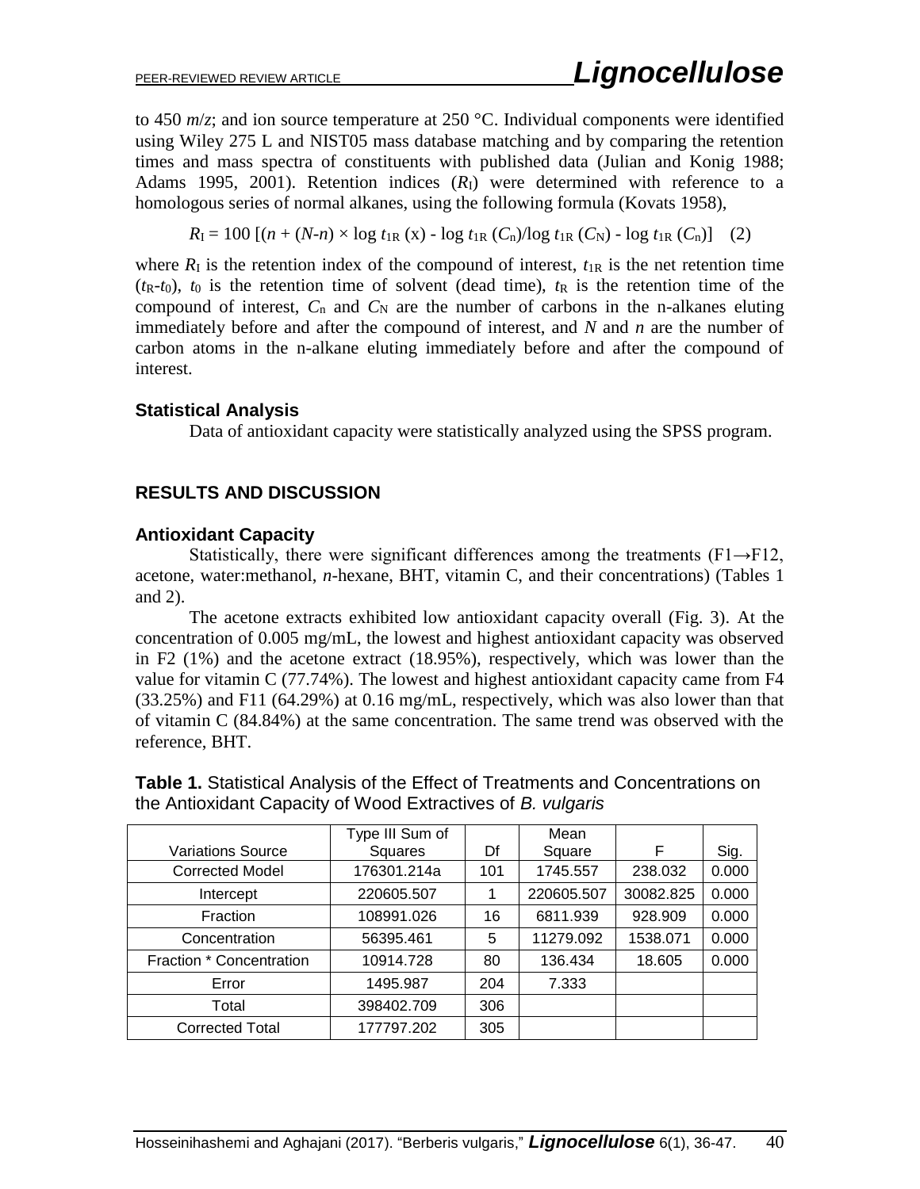to 450 *m*/*z*; and ion source temperature at 250 °C. Individual components were identified using Wiley 275 L and NIST05 mass database matching and by comparing the retention times and mass spectra of constituents with published data (Julian and Konig 1988; Adams 1995, 2001). Retention indices ($R_I$) were determined with reference to a homologous series of normal alkanes, using the following formula (Kovats 1958),

$$R_I = 100\ [(n + (N\text{-}n) \times \log t_{1R}\ (x) - \log t_{1R}\ (C_n)/\log t_{1R}\ (C_N) - \log t_{1R}\ (C_n)] \quad (2)$$

where $R_I$ is the retention index of the compound of interest, $t_{1R}$ is the net retention time ($t_R$-$t_0$), $t_0$ is the retention time of solvent (dead time), $t_R$ is the retention time of the compound of interest, $C_n$ and $C_N$ are the number of carbons in the n-alkanes eluting immediately before and after the compound of interest, and $N$ and $n$ are the number of carbon atoms in the n-alkane eluting immediately before and after the compound of interest.

### Statistical Analysis

Data of antioxidant capacity were statistically analyzed using the SPSS program.

## RESULTS AND DISCUSSION

### Antioxidant Capacity

Statistically, there were significant differences among the treatments (F1→F12, acetone, water:methanol, *n*-hexane, BHT, vitamin C, and their concentrations) (Tables 1 and 2).

The acetone extracts exhibited low antioxidant capacity overall (Fig. 3). At the concentration of 0.005 mg/mL, the lowest and highest antioxidant capacity was observed in F2 (1%) and the acetone extract (18.95%), respectively, which was lower than the value for vitamin C (77.74%). The lowest and highest antioxidant capacity came from F4 (33.25%) and F11 (64.29%) at 0.16 mg/mL, respectively, which was also lower than that of vitamin C (84.84%) at the same concentration. The same trend was observed with the reference, BHT.

**Table 1.** Statistical Analysis of the Effect of Treatments and Concentrations on the Antioxidant Capacity of Wood Extractives of *B. vulgaris*

| Variations Source | Type III Sum of Squares | Df | Mean Square | F | Sig. |
|---|---|---|---|---|---|
| Corrected Model | 176301.214a | 101 | 1745.557 | 238.032 | 0.000 |
| Intercept | 220605.507 | 1 | 220605.507 | 30082.825 | 0.000 |
| Fraction | 108991.026 | 16 | 6811.939 | 928.909 | 0.000 |
| Concentration | 56395.461 | 5 | 11279.092 | 1538.071 | 0.000 |
| Fraction * Concentration | 10914.728 | 80 | 136.434 | 18.605 | 0.000 |
| Error | 1495.987 | 204 | 7.333 | | |
| Total | 398402.709 | 306 | | | |
| Corrected Total | 177797.202 | 305 | | | |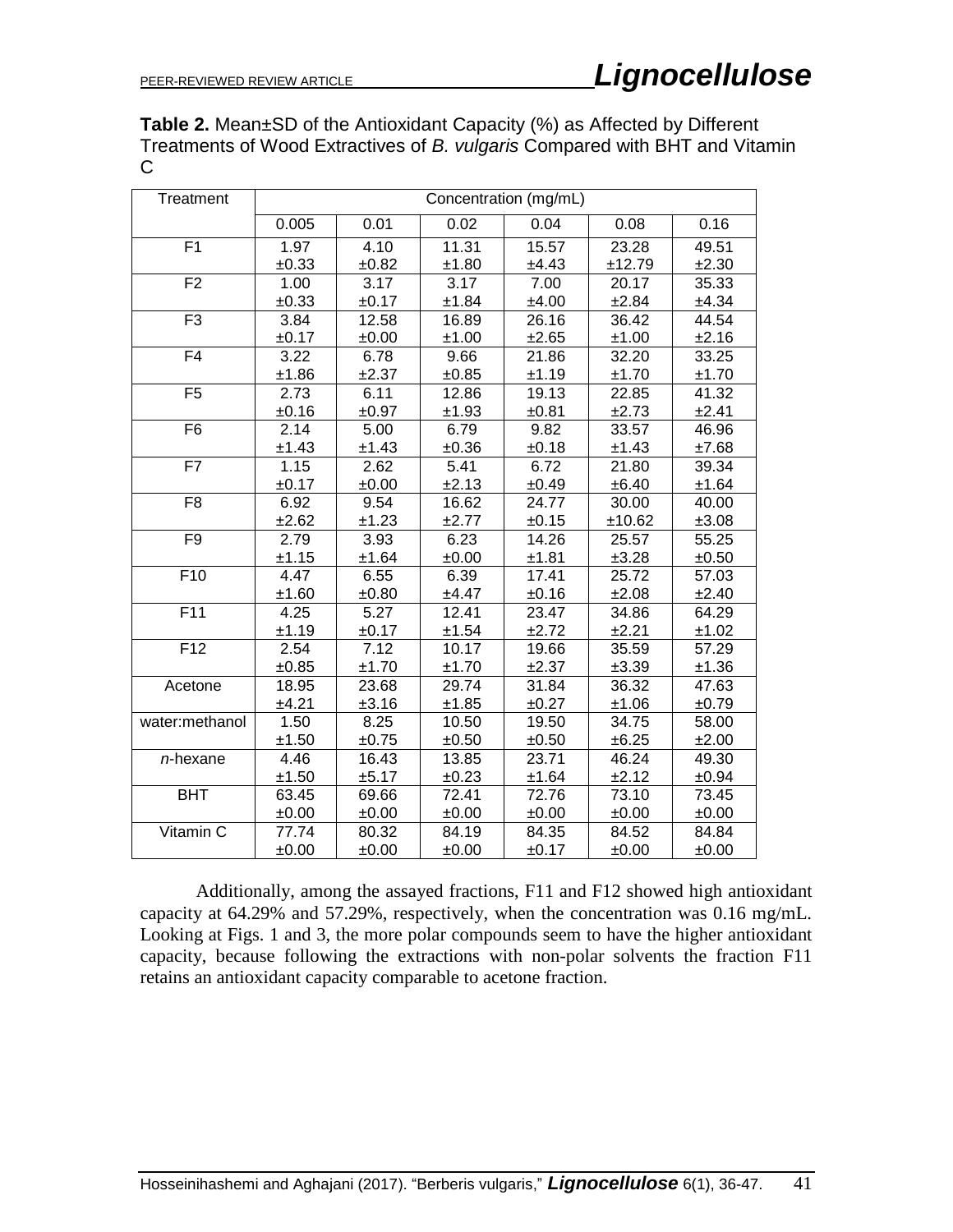**Table 2.** Mean±SD of the Antioxidant Capacity (%) as Affected by Different Treatments of Wood Extractives of *B. vulgaris* Compared with BHT and Vitamin C

| Treatment | Concentration (mg/mL) | | | | | |
|---|---|---|---|---|---|---|
| | 0.005 | 0.01 | 0.02 | 0.04 | 0.08 | 0.16 |
| F1 | 1.97 ±0.33 | 4.10 ±0.82 | 11.31 ±1.80 | 15.57 ±4.43 | 23.28 ±12.79 | 49.51 ±2.30 |
| F2 | 1.00 ±0.33 | 3.17 ±0.17 | 3.17 ±1.84 | 7.00 ±4.00 | 20.17 ±2.84 | 35.33 ±4.34 |
| F3 | 3.84 ±0.17 | 12.58 ±0.00 | 16.89 ±1.00 | 26.16 ±2.65 | 36.42 ±1.00 | 44.54 ±2.16 |
| F4 | 3.22 ±1.86 | 6.78 ±2.37 | 9.66 ±0.85 | 21.86 ±1.19 | 32.20 ±1.70 | 33.25 ±1.70 |
| F5 | 2.73 ±0.16 | 6.11 ±0.97 | 12.86 ±1.93 | 19.13 ±0.81 | 22.85 ±2.73 | 41.32 ±2.41 |
| F6 | 2.14 ±1.43 | 5.00 ±1.43 | 6.79 ±0.36 | 9.82 ±0.18 | 33.57 ±1.43 | 46.96 ±7.68 |
| F7 | 1.15 ±0.17 | 2.62 ±0.00 | 5.41 ±2.13 | 6.72 ±0.49 | 21.80 ±6.40 | 39.34 ±1.64 |
| F8 | 6.92 ±2.62 | 9.54 ±1.23 | 16.62 ±2.77 | 24.77 ±0.15 | 30.00 ±10.62 | 40.00 ±3.08 |
| F9 | 2.79 ±1.15 | 3.93 ±1.64 | 6.23 ±0.00 | 14.26 ±1.81 | 25.57 ±3.28 | 55.25 ±0.50 |
| F10 | 4.47 ±1.60 | 6.55 ±0.80 | 6.39 ±4.47 | 17.41 ±0.16 | 25.72 ±2.08 | 57.03 ±2.40 |
| F11 | 4.25 ±1.19 | 5.27 ±0.17 | 12.41 ±1.54 | 23.47 ±2.72 | 34.86 ±2.21 | 64.29 ±1.02 |
| F12 | 2.54 ±0.85 | 7.12 ±1.70 | 10.17 ±1.70 | 19.66 ±2.37 | 35.59 ±3.39 | 57.29 ±1.36 |
| Acetone | 18.95 ±4.21 | 23.68 ±3.16 | 29.74 ±1.85 | 31.84 ±0.27 | 36.32 ±1.06 | 47.63 ±0.79 |
| water:methanol | 1.50 ±1.50 | 8.25 ±0.75 | 10.50 ±0.50 | 19.50 ±0.50 | 34.75 ±6.25 | 58.00 ±2.00 |
| *n*-hexane | 4.46 ±1.50 | 16.43 ±5.17 | 13.85 ±0.23 | 23.71 ±1.64 | 46.24 ±2.12 | 49.30 ±0.94 |
| BHT | 63.45 ±0.00 | 69.66 ±0.00 | 72.41 ±0.00 | 72.76 ±0.00 | 73.10 ±0.00 | 73.45 ±0.00 |
| Vitamin C | 77.74 ±0.00 | 80.32 ±0.00 | 84.19 ±0.00 | 84.35 ±0.17 | 84.52 ±0.00 | 84.84 ±0.00 |

Additionally, among the assayed fractions, F11 and F12 showed high antioxidant capacity at 64.29% and 57.29%, respectively, when the concentration was 0.16 mg/mL. Looking at Figs. 1 and 3, the more polar compounds seem to have the higher antioxidant capacity, because following the extractions with non-polar solvents the fraction F11 retains an antioxidant capacity comparable to acetone fraction.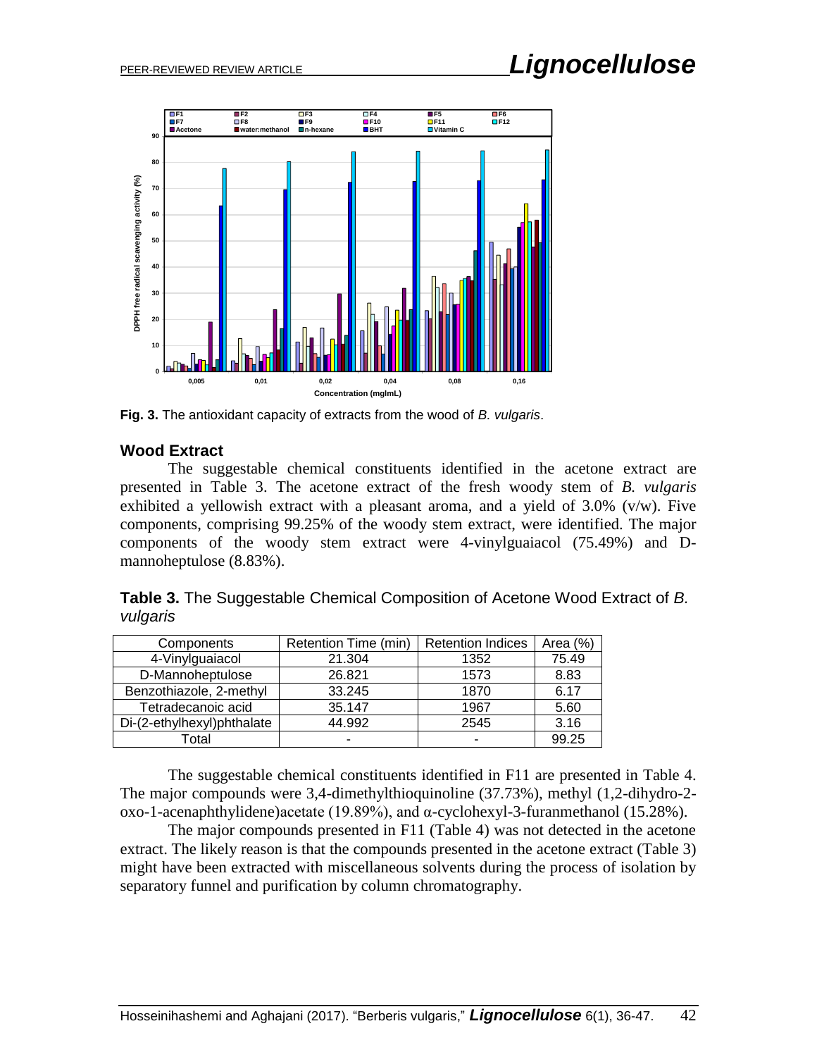**Fig. 3.** The antioxidant capacity of extracts from the wood of *B. vulgaris*.

## Wood Extract

The suggestable chemical constituents identified in the acetone extract are presented in Table 3. The acetone extract of the fresh woody stem of *B. vulgaris* exhibited a yellowish extract with a pleasant aroma, and a yield of 3.0% (v/w). Five components, comprising 99.25% of the woody stem extract, were identified. The major components of the woody stem extract were 4-vinylguaiacol (75.49%) and D-mannoheptulose (8.83%).

**Table 3.** The Suggestable Chemical Composition of Acetone Wood Extract of *B. vulgaris*

| Components | Retention Time (min) | Retention Indices | Area (%) |
|---|---|---|---|
| 4-Vinylguaiacol | 21.304 | 1352 | 75.49 |
| D-Mannoheptulose | 26.821 | 1573 | 8.83 |
| Benzothiazole, 2-methyl | 33.245 | 1870 | 6.17 |
| Tetradecanoic acid | 35.147 | 1967 | 5.60 |
| Di-(2-ethylhexyl)phthalate | 44.992 | 2545 | 3.16 |
| Total | - | - | 99.25 |

The suggestable chemical constituents identified in F11 are presented in Table 4. The major compounds were 3,4-dimethylthioquinoline (37.73%), methyl (1,2-dihydro-2-oxo-1-acenaphthylidene)acetate (19.89%), and α-cyclohexyl-3-furanmethanol (15.28%).

The major compounds presented in F11 (Table 4) was not detected in the acetone extract. The likely reason is that the compounds presented in the acetone extract (Table 3) might have been extracted with miscellaneous solvents during the process of isolation by separatory funnel and purification by column chromatography.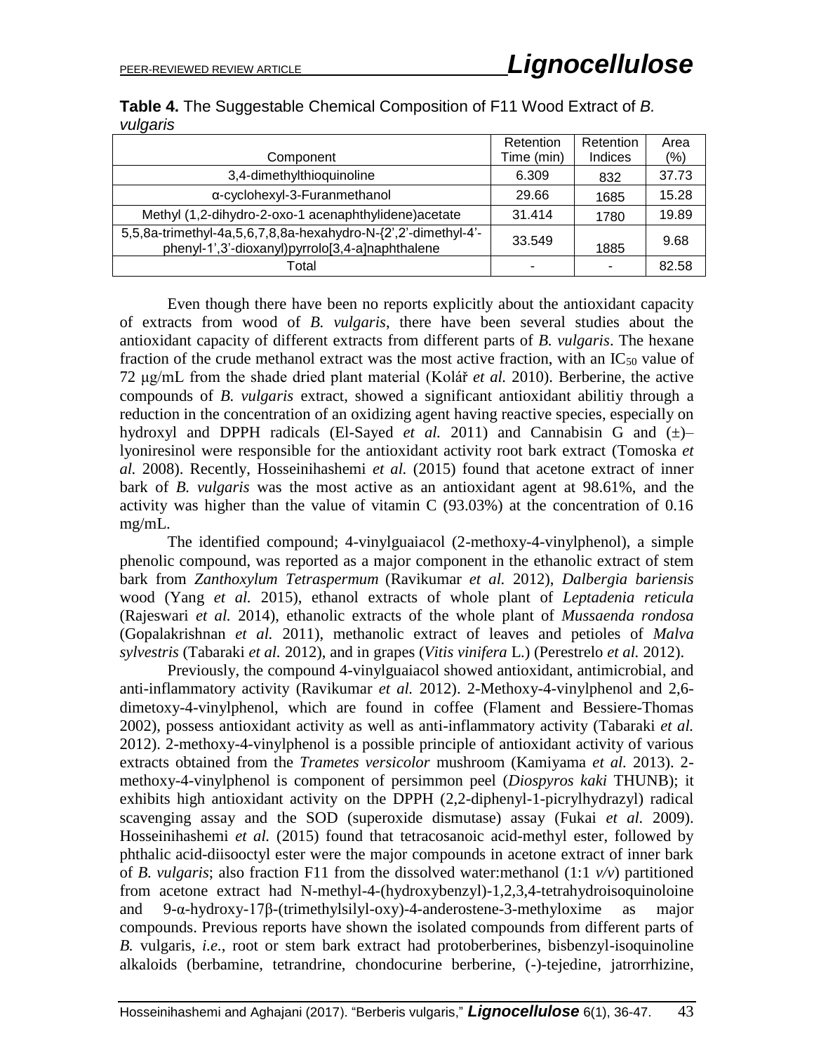**Table 4.** The Suggestable Chemical Composition of F11 Wood Extract of *B. vulgaris*

| Component | Retention Time (min) | Retention Indices | Area (%) |
|---|---|---|---|
| 3,4-dimethylthioquinoline | 6.309 | 832 | 37.73 |
| α-cyclohexyl-3-Furanmethanol | 29.66 | 1685 | 15.28 |
| Methyl (1,2-dihydro-2-oxo-1 acenaphthylidene)acetate | 31.414 | 1780 | 19.89 |
| 5,5,8a-trimethyl-4a,5,6,7,8,8a-hexahydro-N-{2',2'-dimethyl-4'-phenyl-1',3'-dioxanyl)pyrrolo[3,4-a]naphthalene | 33.549 | 1885 | 9.68 |
| Total | - | - | 82.58 |

Even though there have been no reports explicitly about the antioxidant capacity of extracts from wood of *B. vulgaris*, there have been several studies about the antioxidant capacity of different extracts from different parts of *B. vulgaris*. The hexane fraction of the crude methanol extract was the most active fraction, with an $IC_{50}$ value of 72 μg/mL from the shade dried plant material (Kolář *et al.* 2010). Berberine, the active compounds of *B. vulgaris* extract, showed a significant antioxidant abilitiy through a reduction in the concentration of an oxidizing agent having reactive species, especially on hydroxyl and DPPH radicals (El-Sayed *et al.* 2011) and Cannabisin G and (±)–lyoniresinol were responsible for the antioxidant activity root bark extract (Tomoska *et al.* 2008). Recently, Hosseinihashemi *et al.* (2015) found that acetone extract of inner bark of *B. vulgaris* was the most active as an antioxidant agent at 98.61%, and the activity was higher than the value of vitamin C (93.03%) at the concentration of 0.16 mg/mL.

The identified compound; 4-vinylguaiacol (2-methoxy-4-vinylphenol), a simple phenolic compound, was reported as a major component in the ethanolic extract of stem bark from *Zanthoxylum Tetraspermum* (Ravikumar *et al.* 2012), *Dalbergia bariensis* wood (Yang *et al.* 2015), ethanol extracts of whole plant of *Leptadenia reticula* (Rajeswari *et al.* 2014), ethanolic extracts of the whole plant of *Mussaenda rondosa* (Gopalakrishnan *et al.* 2011), methanolic extract of leaves and petioles of *Malva sylvestris* (Tabaraki *et al.* 2012), and in grapes (*Vitis vinifera* L.) (Perestrelo *et al.* 2012).

Previously, the compound 4-vinylguaiacol showed antioxidant, antimicrobial, and anti-inflammatory activity (Ravikumar *et al.* 2012). 2-Methoxy-4-vinylphenol and 2,6-dimetoxy-4-vinylphenol, which are found in coffee (Flament and Bessiere-Thomas 2002), possess antioxidant activity as well as anti-inflammatory activity (Tabaraki *et al.* 2012). 2-methoxy-4-vinylphenol is a possible principle of antioxidant activity of various extracts obtained from the *Trametes versicolor* mushroom (Kamiyama *et al.* 2013). 2-methoxy-4-vinylphenol is component of persimmon peel (*Diospyros kaki* THUNB); it exhibits high antioxidant activity on the DPPH (2,2-diphenyl-1-picrylhydrazyl) radical scavenging assay and the SOD (superoxide dismutase) assay (Fukai *et al.* 2009). Hosseinihashemi *et al.* (2015) found that tetracosanoic acid-methyl ester, followed by phthalic acid-diisooctyl ester were the major compounds in acetone extract of inner bark of *B. vulgaris*; also fraction F11 from the dissolved water:methanol (1:1 *v/v*) partitioned from acetone extract had N-methyl-4-(hydroxybenzyl)-1,2,3,4-tetrahydroisoquinoloine and 9-α-hydroxy-17β-(trimethylsilyl-oxy)-4-anderostene-3-methyloxime as major compounds. Previous reports have shown the isolated compounds from different parts of *B.* vulgaris, *i.e.*, root or stem bark extract had protoberberines, bisbenzyl-isoquinoline alkaloids (berbamine, tetrandrine, chondocurine berberine, (-)-tejedine, jatrorrhizine,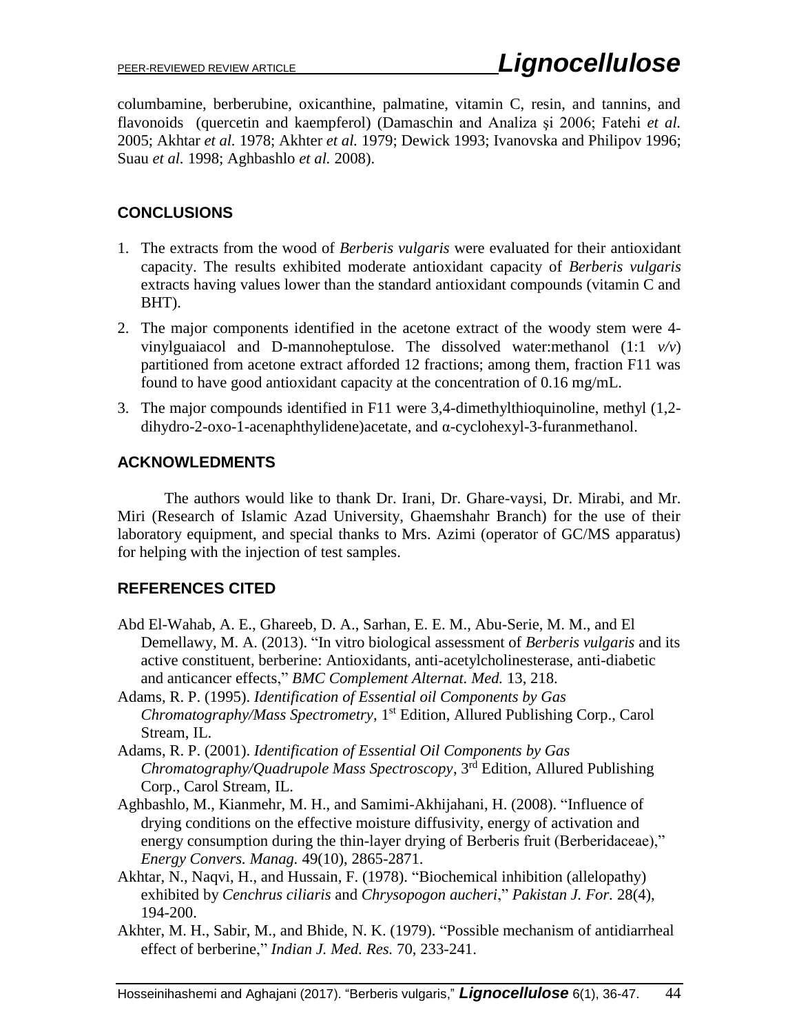columbamine, berberubine, oxicanthine, palmatine, vitamin C, resin, and tannins, and flavonoids (quercetin and kaempferol) (Damaschin and Analiza şi 2006; Fatehi *et al.* 2005; Akhtar *et al.* 1978; Akhter *et al.* 1979; Dewick 1993; Ivanovska and Philipov 1996; Suau *et al.* 1998; Aghbashlo *et al.* 2008).

## CONCLUSIONS

1. The extracts from the wood of *Berberis vulgaris* were evaluated for their antioxidant capacity. The results exhibited moderate antioxidant capacity of *Berberis vulgaris* extracts having values lower than the standard antioxidant compounds (vitamin C and BHT).
2. The major components identified in the acetone extract of the woody stem were 4-vinylguaiacol and D-mannoheptulose. The dissolved water:methanol (1:1 *v/v*) partitioned from acetone extract afforded 12 fractions; among them, fraction F11 was found to have good antioxidant capacity at the concentration of 0.16 mg/mL.
3. The major compounds identified in F11 were 3,4-dimethylthioquinoline, methyl (1,2-dihydro-2-oxo-1-acenaphthylidene)acetate, and α-cyclohexyl-3-furanmethanol.

## ACKNOWLEDMENTS

The authors would like to thank Dr. Irani, Dr. Ghare-vaysi, Dr. Mirabi, and Mr. Miri (Research of Islamic Azad University, Ghaemshahr Branch) for the use of their laboratory equipment, and special thanks to Mrs. Azimi (operator of GC/MS apparatus) for helping with the injection of test samples.

## REFERENCES CITED

Abd El-Wahab, A. E., Ghareeb, D. A., Sarhan, E. E. M., Abu-Serie, M. M., and El Demellawy, M. A. (2013). "In vitro biological assessment of *Berberis vulgaris* and its active constituent, berberine: Antioxidants, anti-acetylcholinesterase, anti-diabetic and anticancer effects," *BMC Complement Alternat. Med.* 13, 218.

Adams, R. P. (1995). *Identification of Essential oil Components by Gas Chromatography/Mass Spectrometry*, 1st Edition, Allured Publishing Corp., Carol Stream, IL.

Adams, R. P. (2001). *Identification of Essential Oil Components by Gas Chromatography/Quadrupole Mass Spectroscopy*, 3rd Edition, Allured Publishing Corp., Carol Stream, IL.

Aghbashlo, M., Kianmehr, M. H., and Samimi-Akhijahani, H. (2008). "Influence of drying conditions on the effective moisture diffusivity, energy of activation and energy consumption during the thin-layer drying of Berberis fruit (Berberidaceae)," *Energy Convers. Manag.* 49(10), 2865-2871.

Akhtar, N., Naqvi, H., and Hussain, F. (1978). "Biochemical inhibition (allelopathy) exhibited by *Cenchrus ciliaris* and *Chrysopogon aucheri*," *Pakistan J. For.* 28(4), 194-200.

Akhter, M. H., Sabir, M., and Bhide, N. K. (1979). "Possible mechanism of antidiarrheal effect of berberine," *Indian J. Med. Res.* 70, 233-241.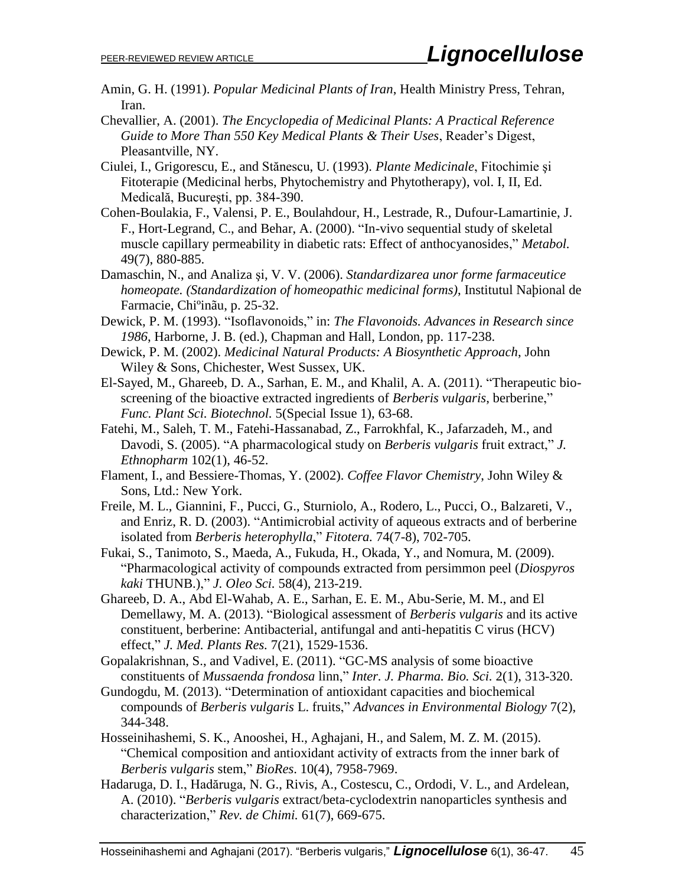Amin, G. H. (1991). *Popular Medicinal Plants of Iran*, Health Ministry Press, Tehran, Iran.

Chevallier, A. (2001). *The Encyclopedia of Medicinal Plants: A Practical Reference Guide to More Than 550 Key Medical Plants & Their Uses*, Reader's Digest, Pleasantville, NY.

Ciulei, I., Grigorescu, E., and Stănescu, U. (1993). *Plante Medicinale*, Fitochimie şi Fitoterapie (Medicinal herbs, Phytochemistry and Phytotherapy), vol. I, II, Ed. Medicală, Bucureşti, pp. 384-390.

Cohen-Boulakia, F., Valensi, P. E., Boulahdour, H., Lestrade, R., Dufour-Lamartinie, J. F., Hort-Legrand, C., and Behar, A. (2000). "In-vivo sequential study of skeletal muscle capillary permeability in diabetic rats: Effect of anthocyanosides," *Metabol.* 49(7), 880-885.

Damaschin, N., and Analiza şi, V. V. (2006). *Standardizarea unor forme farmaceutice homeopate. (Standardization of homeopathic medicinal forms)*, Institutul Naþional de Farmacie, Chiºinãu, p. 25-32.

Dewick, P. M. (1993). "Isoflavonoids," in: *The Flavonoids. Advances in Research since 1986*, Harborne, J. B. (ed.), Chapman and Hall, London, pp. 117-238.

Dewick, P. M. (2002). *Medicinal Natural Products: A Biosynthetic Approach*, John Wiley & Sons, Chichester, West Sussex, UK.

El-Sayed, M., Ghareeb, D. A., Sarhan, E. M., and Khalil, A. A. (2011). "Therapeutic bio-screening of the bioactive extracted ingredients of *Berberis vulgaris*, berberine," *Func. Plant Sci. Biotechnol.* 5(Special Issue 1), 63-68.

Fatehi, M., Saleh, T. M., Fatehi-Hassanabad, Z., Farrokhfal, K., Jafarzadeh, M., and Davodi, S. (2005). "A pharmacological study on *Berberis vulgaris* fruit extract," *J. Ethnopharm* 102(1), 46-52.

Flament, I., and Bessiere-Thomas, Y. (2002). *Coffee Flavor Chemistry*, John Wiley & Sons, Ltd.: New York.

Freile, M. L., Giannini, F., Pucci, G., Sturniolo, A., Rodero, L., Pucci, O., Balzareti, V., and Enriz, R. D. (2003). "Antimicrobial activity of aqueous extracts and of berberine isolated from *Berberis heterophylla*," *Fitotera.* 74(7-8), 702-705.

Fukai, S., Tanimoto, S., Maeda, A., Fukuda, H., Okada, Y., and Nomura, M. (2009). "Pharmacological activity of compounds extracted from persimmon peel (*Diospyros kaki* THUNB.)," *J. Oleo Sci.* 58(4), 213-219.

Ghareeb, D. A., Abd El-Wahab, A. E., Sarhan, E. E. M., Abu-Serie, M. M., and El Demellawy, M. A. (2013). "Biological assessment of *Berberis vulgaris* and its active constituent, berberine: Antibacterial, antifungal and anti-hepatitis C virus (HCV) effect," *J. Med. Plants Res.* 7(21), 1529-1536.

Gopalakrishnan, S., and Vadivel, E. (2011). "GC-MS analysis of some bioactive constituents of *Mussaenda frondosa* linn," *Inter. J. Pharma. Bio. Sci.* 2(1), 313-320.

Gundogdu, M. (2013). "Determination of antioxidant capacities and biochemical compounds of *Berberis vulgaris* L. fruits," *Advances in Environmental Biology* 7(2), 344-348.

Hosseinihashemi, S. K., Anooshei, H., Aghajani, H., and Salem, M. Z. M. (2015). "Chemical composition and antioxidant activity of extracts from the inner bark of *Berberis vulgaris* stem," *BioRes*. 10(4), 7958-7969.

Hadaruga, D. I., Hadăruga, N. G., Rivis, A., Costescu, C., Ordodi, V. L., and Ardelean, A. (2010). "*Berberis vulgaris* extract/beta-cyclodextrin nanoparticles synthesis and characterization," *Rev. de Chimi.* 61(7), 669-675.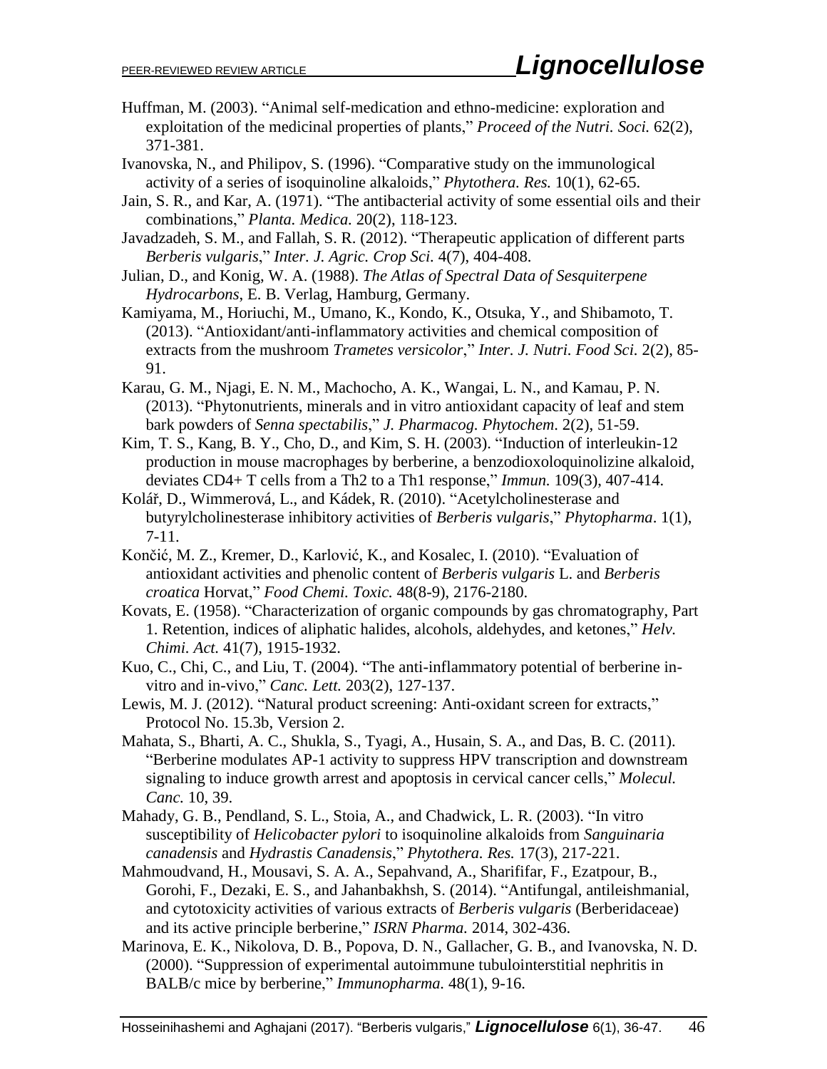Huffman, M. (2003). “Animal self-medication and ethno-medicine: exploration and exploitation of the medicinal properties of plants,” *Proceed of the Nutri. Soci.* 62(2), 371-381.

Ivanovska, N., and Philipov, S. (1996). “Comparative study on the immunological activity of a series of isoquinoline alkaloids,” *Phytothera. Res.* 10(1), 62-65.

Jain, S. R., and Kar, A. (1971). “The antibacterial activity of some essential oils and their combinations,” *Planta. Medica.* 20(2), 118-123.

Javadzadeh, S. M., and Fallah, S. R. (2012). “Therapeutic application of different parts *Berberis vulgaris*,” *Inter. J. Agric. Crop Sci.* 4(7), 404-408.

Julian, D., and Konig, W. A. (1988). *The Atlas of Spectral Data of Sesquiterpene Hydrocarbons*, E. B. Verlag, Hamburg, Germany.

Kamiyama, M., Horiuchi, M., Umano, K., Kondo, K., Otsuka, Y., and Shibamoto, T. (2013). “Antioxidant/anti-inflammatory activities and chemical composition of extracts from the mushroom *Trametes versicolor*,” *Inter. J. Nutri. Food Sci.* 2(2), 85-91.

Karau, G. M., Njagi, E. N. M., Machocho, A. K., Wangai, L. N., and Kamau, P. N. (2013). “Phytonutrients, minerals and in vitro antioxidant capacity of leaf and stem bark powders of *Senna spectabilis*,” *J. Pharmacog. Phytochem*. 2(2), 51-59.

Kim, T. S., Kang, B. Y., Cho, D., and Kim, S. H. (2003). “Induction of interleukin-12 production in mouse macrophages by berberine, a benzodioxoloquinolizine alkaloid, deviates CD4+ T cells from a Th2 to a Th1 response,” *Immun.* 109(3), 407-414.

Kolář, D., Wimmerová, L., and Kádek, R. (2010). “Acetylcholinesterase and butyrylcholinesterase inhibitory activities of *Berberis vulgaris*,” *Phytopharma*. 1(1), 7-11.

Končić, M. Z., Kremer, D., Karlović, K., and Kosalec, I. (2010). “Evaluation of antioxidant activities and phenolic content of *Berberis vulgaris* L. and *Berberis croatica* Horvat,” *Food Chemi. Toxic.* 48(8-9), 2176-2180.

Kovats, E. (1958). “Characterization of organic compounds by gas chromatography, Part 1. Retention, indices of aliphatic halides, alcohols, aldehydes, and ketones,” *Helv. Chimi. Act.* 41(7), 1915-1932.

Kuo, C., Chi, C., and Liu, T. (2004). “The anti-inflammatory potential of berberine in-vitro and in-vivo,” *Canc. Lett.* 203(2), 127-137.

Lewis, M. J. (2012). “Natural product screening: Anti-oxidant screen for extracts,” Protocol No. 15.3b, Version 2.

Mahata, S., Bharti, A. C., Shukla, S., Tyagi, A., Husain, S. A., and Das, B. C. (2011). “Berberine modulates AP-1 activity to suppress HPV transcription and downstream signaling to induce growth arrest and apoptosis in cervical cancer cells,” *Molecul. Canc.* 10, 39.

Mahady, G. B., Pendland, S. L., Stoia, A., and Chadwick, L. R. (2003). “In vitro susceptibility of *Helicobacter pylori* to isoquinoline alkaloids from *Sanguinaria canadensis* and *Hydrastis Canadensis*,” *Phytothera. Res.* 17(3), 217-221.

Mahmoudvand, H., Mousavi, S. A. A., Sepahvand, A., Sharififar, F., Ezatpour, B., Gorohi, F., Dezaki, E. S., and Jahanbakhsh, S. (2014). “Antifungal, antileishmanial, and cytotoxicity activities of various extracts of *Berberis vulgaris* (Berberidaceae) and its active principle berberine,” *ISRN Pharma.* 2014, 302-436.

Marinova, E. K., Nikolova, D. B., Popova, D. N., Gallacher, G. B., and Ivanovska, N. D. (2000). “Suppression of experimental autoimmune tubulointerstitial nephritis in BALB/c mice by berberine,” *Immunopharma.* 48(1), 9-16.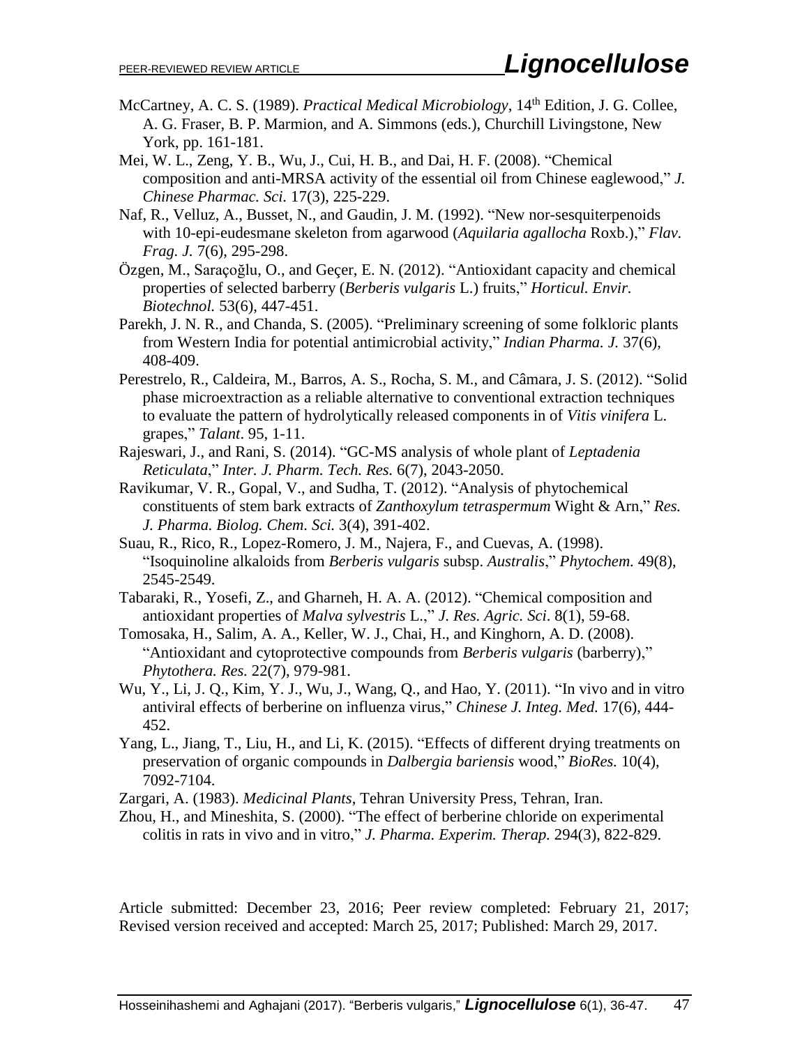McCartney, A. C. S. (1989). *Practical Medical Microbiology*, 14th Edition, J. G. Collee, A. G. Fraser, B. P. Marmion, and A. Simmons (eds.), Churchill Livingstone, New York, pp. 161-181.

Mei, W. L., Zeng, Y. B., Wu, J., Cui, H. B., and Dai, H. F. (2008). "Chemical composition and anti-MRSA activity of the essential oil from Chinese eaglewood," *J. Chinese Pharmac. Sci.* 17(3), 225-229.

Naf, R., Velluz, A., Busset, N., and Gaudin, J. M. (1992). "New nor-sesquiterpenoids with 10-epi-eudesmane skeleton from agarwood (*Aquilaria agallocha* Roxb.)," *Flav. Frag. J.* 7(6), 295-298.

Özgen, M., Saraçoğlu, O., and Geçer, E. N. (2012). "Antioxidant capacity and chemical properties of selected barberry (*Berberis vulgaris* L.) fruits," *Horticul. Envir. Biotechnol.* 53(6), 447-451.

Parekh, J. N. R., and Chanda, S. (2005). "Preliminary screening of some folkloric plants from Western India for potential antimicrobial activity," *Indian Pharma. J.* 37(6), 408-409.

Perestrelo, R., Caldeira, M., Barros, A. S., Rocha, S. M., and Câmara, J. S. (2012). "Solid phase microextraction as a reliable alternative to conventional extraction techniques to evaluate the pattern of hydrolytically released components in of *Vitis vinifera* L. grapes," *Talant*. 95, 1-11.

Rajeswari, J., and Rani, S. (2014). "GC-MS analysis of whole plant of *Leptadenia Reticulata*," *Inter. J. Pharm. Tech. Res.* 6(7), 2043-2050.

Ravikumar, V. R., Gopal, V., and Sudha, T. (2012). "Analysis of phytochemical constituents of stem bark extracts of *Zanthoxylum tetraspermum* Wight & Arn," *Res. J. Pharma. Biolog. Chem. Sci.* 3(4), 391-402.

Suau, R., Rico, R., Lopez-Romero, J. M., Najera, F., and Cuevas, A. (1998). "Isoquinoline alkaloids from *Berberis vulgaris* subsp. *Australis*," *Phytochem.* 49(8), 2545-2549.

Tabaraki, R., Yosefi, Z., and Gharneh, H. A. A. (2012). "Chemical composition and antioxidant properties of *Malva sylvestris* L.," *J. Res. Agric. Sci*. 8(1), 59-68.

Tomosaka, H., Salim, A. A., Keller, W. J., Chai, H., and Kinghorn, A. D. (2008). "Antioxidant and cytoprotective compounds from *Berberis vulgaris* (barberry)," *Phytothera. Res.* 22(7), 979-981.

Wu, Y., Li, J. Q., Kim, Y. J., Wu, J., Wang, Q., and Hao, Y. (2011). "In vivo and in vitro antiviral effects of berberine on influenza virus," *Chinese J. Integ. Med.* 17(6), 444-452.

Yang, L., Jiang, T., Liu, H., and Li, K. (2015). "Effects of different drying treatments on preservation of organic compounds in *Dalbergia bariensis* wood," *BioRes.* 10(4), 7092-7104.

Zargari, A. (1983). *Medicinal Plants*, Tehran University Press, Tehran, Iran.

Zhou, H., and Mineshita, S. (2000). "The effect of berberine chloride on experimental colitis in rats in vivo and in vitro," *J. Pharma. Experim. Therap.* 294(3), 822-829.

Article submitted: December 23, 2016; Peer review completed: February 21, 2017; Revised version received and accepted: March 25, 2017; Published: March 29, 2017.